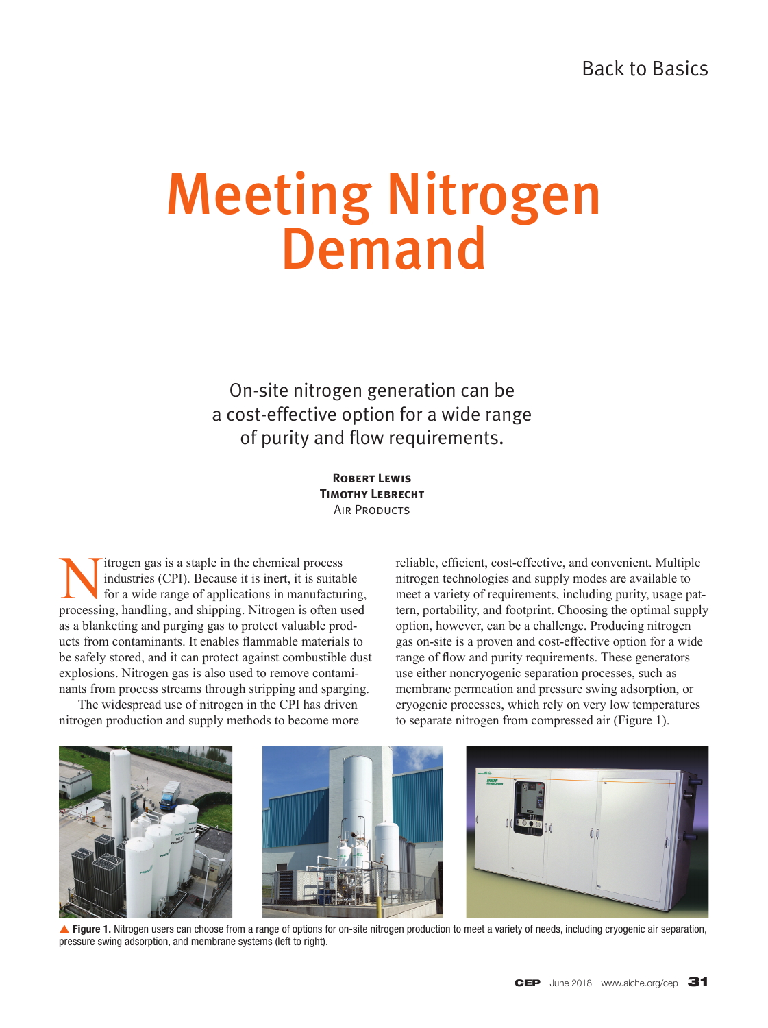Back to Basics

# Meeting Nitrogen Demand

On-site nitrogen generation can be a cost-effective option for a wide range of purity and flow requirements.

**Robert Lewis**
**Timothy Lebrecht**
Air Products

Nitrogen gas is a staple in the chemical process industries (CPI). Because it is inert, it is suitable for a wide range of applications in manufacturing, processing, handling, and shipping. Nitrogen is often used as a blanketing and purging gas to protect valuable products from contaminants. It enables flammable materials to be safely stored, and it can protect against combustible dust explosions. Nitrogen gas is also used to remove contaminants from process streams through stripping and sparging.

The widespread use of nitrogen in the CPI has driven nitrogen production and supply methods to become more reliable, efficient, cost-effective, and convenient. Multiple nitrogen technologies and supply modes are available to meet a variety of requirements, including purity, usage pattern, portability, and footprint. Choosing the optimal supply option, however, can be a challenge. Producing nitrogen gas on-site is a proven and cost-effective option for a wide range of flow and purity requirements. These generators use either noncryogenic separation processes, such as membrane permeation and pressure swing adsorption, or cryogenic processes, which rely on very low temperatures to separate nitrogen from compressed air (Figure 1).

▲ **Figure 1.** Nitrogen users can choose from a range of options for on-site nitrogen production to meet a variety of needs, including cryogenic air separation, pressure swing adsorption, and membrane systems (left to right).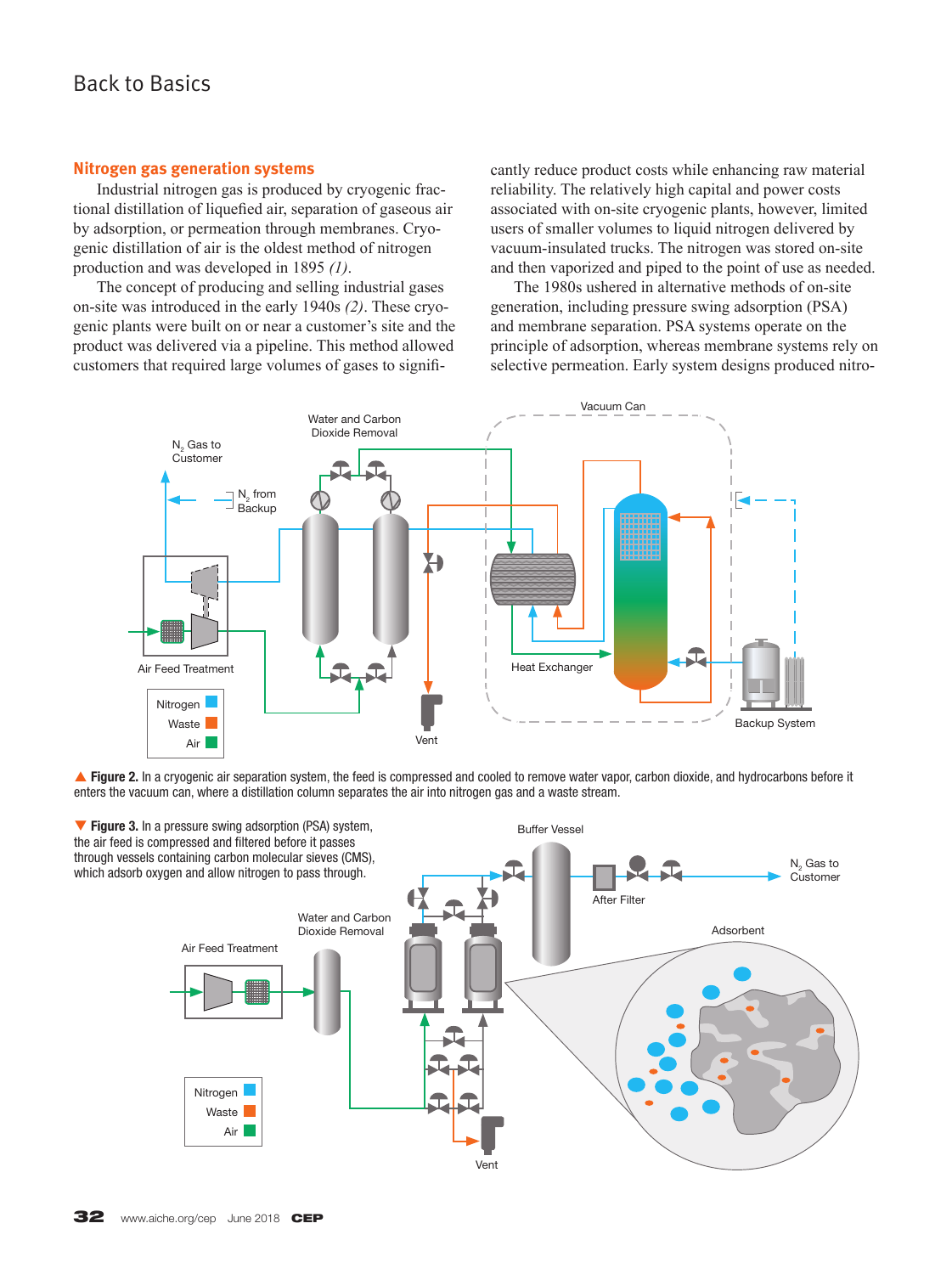## Nitrogen gas generation systems

Industrial nitrogen gas is produced by cryogenic fractional distillation of liquefied air, separation of gaseous air by adsorption, or permeation through membranes. Cryogenic distillation of air is the oldest method of nitrogen production and was developed in 1895 *(1)*.

The concept of producing and selling industrial gases on-site was introduced in the early 1940s *(2)*. These cryogenic plants were built on or near a customer's site and the product was delivered via a pipeline. This method allowed customers that required large volumes of gases to significantly reduce product costs while enhancing raw material reliability. The relatively high capital and power costs associated with on-site cryogenic plants, however, limited users of smaller volumes to liquid nitrogen delivered by vacuum-insulated trucks. The nitrogen was stored on-site and then vaporized and piped to the point of use as needed.

The 1980s ushered in alternative methods of on-site generation, including pressure swing adsorption (PSA) and membrane separation. PSA systems operate on the principle of adsorption, whereas membrane systems rely on selective permeation. Early system designs produced nitro-

▲ **Figure 2.** In a cryogenic air separation system, the feed is compressed and cooled to remove water vapor, carbon dioxide, and hydrocarbons before it enters the vacuum can, where a distillation column separates the air into nitrogen gas and a waste stream.

▼ **Figure 3.** In a pressure swing adsorption (PSA) system, the air feed is compressed and filtered before it passes through vessels containing carbon molecular sieves (CMS), which adsorb oxygen and allow nitrogen to pass through.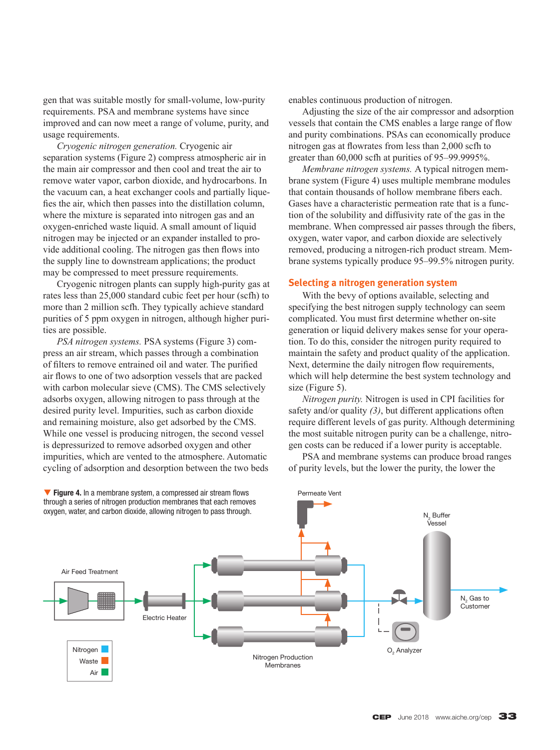gen that was suitable mostly for small-volume, low-purity requirements. PSA and membrane systems have since improved and can now meet a range of volume, purity, and usage requirements.

*Cryogenic nitrogen generation.* Cryogenic air separation systems (Figure 2) compress atmospheric air in the main air compressor and then cool and treat the air to remove water vapor, carbon dioxide, and hydrocarbons. In the vacuum can, a heat exchanger cools and partially liquefies the air, which then passes into the distillation column, where the mixture is separated into nitrogen gas and an oxygen-enriched waste liquid. A small amount of liquid nitrogen may be injected or an expander installed to provide additional cooling. The nitrogen gas then flows into the supply line to downstream applications; the product may be compressed to meet pressure requirements.

Cryogenic nitrogen plants can supply high-purity gas at rates less than 25,000 standard cubic feet per hour (scfh) to more than 2 million scfh. They typically achieve standard purities of 5 ppm oxygen in nitrogen, although higher purities are possible.

*PSA nitrogen systems.* PSA systems (Figure 3) compress an air stream, which passes through a combination of filters to remove entrained oil and water. The purified air flows to one of two adsorption vessels that are packed with carbon molecular sieve (CMS). The CMS selectively adsorbs oxygen, allowing nitrogen to pass through at the desired purity level. Impurities, such as carbon dioxide and remaining moisture, also get adsorbed by the CMS. While one vessel is producing nitrogen, the second vessel is depressurized to remove adsorbed oxygen and other impurities, which are vented to the atmosphere. Automatic cycling of adsorption and desorption between the two beds enables continuous production of nitrogen.

Adjusting the size of the air compressor and adsorption vessels that contain the CMS enables a large range of flow and purity combinations. PSAs can economically produce nitrogen gas at flowrates from less than 2,000 scfh to greater than 60,000 scfh at purities of 95–99.9995%.

*Membrane nitrogen systems.* A typical nitrogen membrane system (Figure 4) uses multiple membrane modules that contain thousands of hollow membrane fibers each. Gases have a characteristic permeation rate that is a function of the solubility and diffusivity rate of the gas in the membrane. When compressed air passes through the fibers, oxygen, water vapor, and carbon dioxide are selectively removed, producing a nitrogen-rich product stream. Membrane systems typically produce 95–99.5% nitrogen purity.

## Selecting a nitrogen generation system

With the bevy of options available, selecting and specifying the best nitrogen supply technology can seem complicated. You must first determine whether on-site generation or liquid delivery makes sense for your operation. To do this, consider the nitrogen purity required to maintain the safety and product quality of the application. Next, determine the daily nitrogen flow requirements, which will help determine the best system technology and size (Figure 5).

*Nitrogen purity.* Nitrogen is used in CPI facilities for safety and/or quality *(3)*, but different applications often require different levels of gas purity. Although determining the most suitable nitrogen purity can be a challenge, nitrogen costs can be reduced if a lower purity is acceptable.

PSA and membrane systems can produce broad ranges of purity levels, but the lower the purity, the lower the

**Figure 4.** In a membrane system, a compressed air stream flows through a series of nitrogen production membranes that each removes oxygen, water, and carbon dioxide, allowing nitrogen to pass through.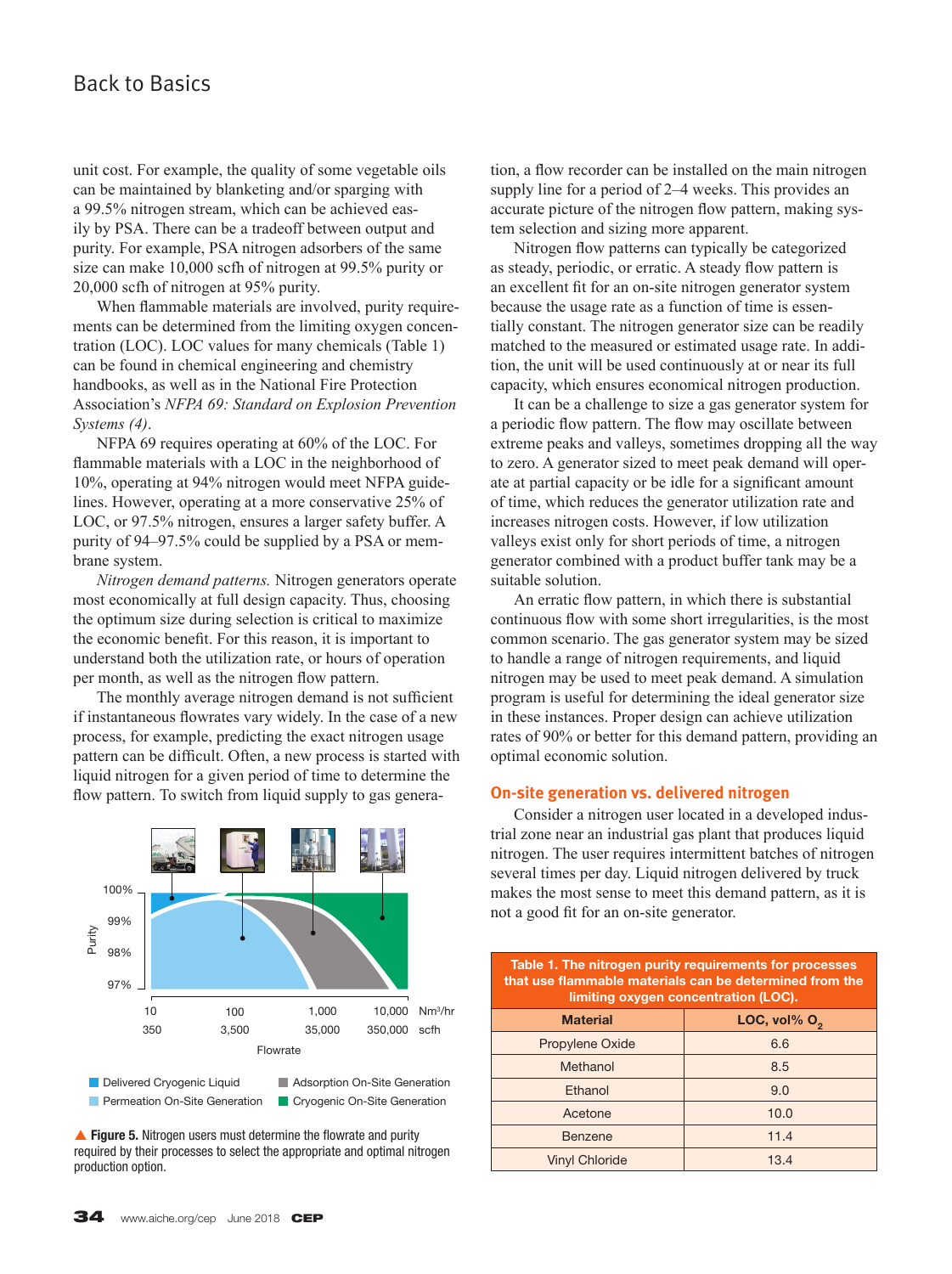unit cost. For example, the quality of some vegetable oils can be maintained by blanketing and/or sparging with a 99.5% nitrogen stream, which can be achieved easily by PSA. There can be a tradeoff between output and purity. For example, PSA nitrogen adsorbers of the same size can make 10,000 scfh of nitrogen at 99.5% purity or 20,000 scfh of nitrogen at 95% purity.

When flammable materials are involved, purity requirements can be determined from the limiting oxygen concentration (LOC). LOC values for many chemicals (Table 1) can be found in chemical engineering and chemistry handbooks, as well as in the National Fire Protection Association's *NFPA 69: Standard on Explosion Prevention Systems (4)*.

NFPA 69 requires operating at 60% of the LOC. For flammable materials with a LOC in the neighborhood of 10%, operating at 94% nitrogen would meet NFPA guidelines. However, operating at a more conservative 25% of LOC, or 97.5% nitrogen, ensures a larger safety buffer. A purity of 94–97.5% could be supplied by a PSA or membrane system.

*Nitrogen demand patterns.* Nitrogen generators operate most economically at full design capacity. Thus, choosing the optimum size during selection is critical to maximize the economic benefit. For this reason, it is important to understand both the utilization rate, or hours of operation per month, as well as the nitrogen flow pattern.

The monthly average nitrogen demand is not sufficient if instantaneous flowrates vary widely. In the case of a new process, for example, predicting the exact nitrogen usage pattern can be difficult. Often, a new process is started with liquid nitrogen for a given period of time to determine the flow pattern. To switch from liquid supply to gas generation, a flow recorder can be installed on the main nitrogen supply line for a period of 2–4 weeks. This provides an accurate picture of the nitrogen flow pattern, making system selection and sizing more apparent.

Nitrogen flow patterns can typically be categorized as steady, periodic, or erratic. A steady flow pattern is an excellent fit for an on-site nitrogen generator system because the usage rate as a function of time is essentially constant. The nitrogen generator size can be readily matched to the measured or estimated usage rate. In addition, the unit will be used continuously at or near its full capacity, which ensures economical nitrogen production.

It can be a challenge to size a gas generator system for a periodic flow pattern. The flow may oscillate between extreme peaks and valleys, sometimes dropping all the way to zero. A generator sized to meet peak demand will operate at partial capacity or be idle for a significant amount of time, which reduces the generator utilization rate and increases nitrogen costs. However, if low utilization valleys exist only for short periods of time, a nitrogen generator combined with a product buffer tank may be a suitable solution.

An erratic flow pattern, in which there is substantial continuous flow with some short irregularities, is the most common scenario. The gas generator system may be sized to handle a range of nitrogen requirements, and liquid nitrogen may be used to meet peak demand. A simulation program is useful for determining the ideal generator size in these instances. Proper design can achieve utilization rates of 90% or better for this demand pattern, providing an optimal economic solution.

▲ **Figure 5.** Nitrogen users must determine the flowrate and purity required by their processes to select the appropriate and optimal nitrogen production option.

## On-site generation vs. delivered nitrogen

Consider a nitrogen user located in a developed industrial zone near an industrial gas plant that produces liquid nitrogen. The user requires intermittent batches of nitrogen several times per day. Liquid nitrogen delivered by truck makes the most sense to meet this demand pattern, as it is not a good fit for an on-site generator.

**Table 1. The nitrogen purity requirements for processes that use flammable materials can be determined from the limiting oxygen concentration (LOC).**

| Material | LOC, vol% $O_2$ |
|---|---|
| Propylene Oxide | 6.6 |
| Methanol | 8.5 |
| Ethanol | 9.0 |
| Acetone | 10.0 |
| Benzene | 11.4 |
| Vinyl Chloride | 13.4 |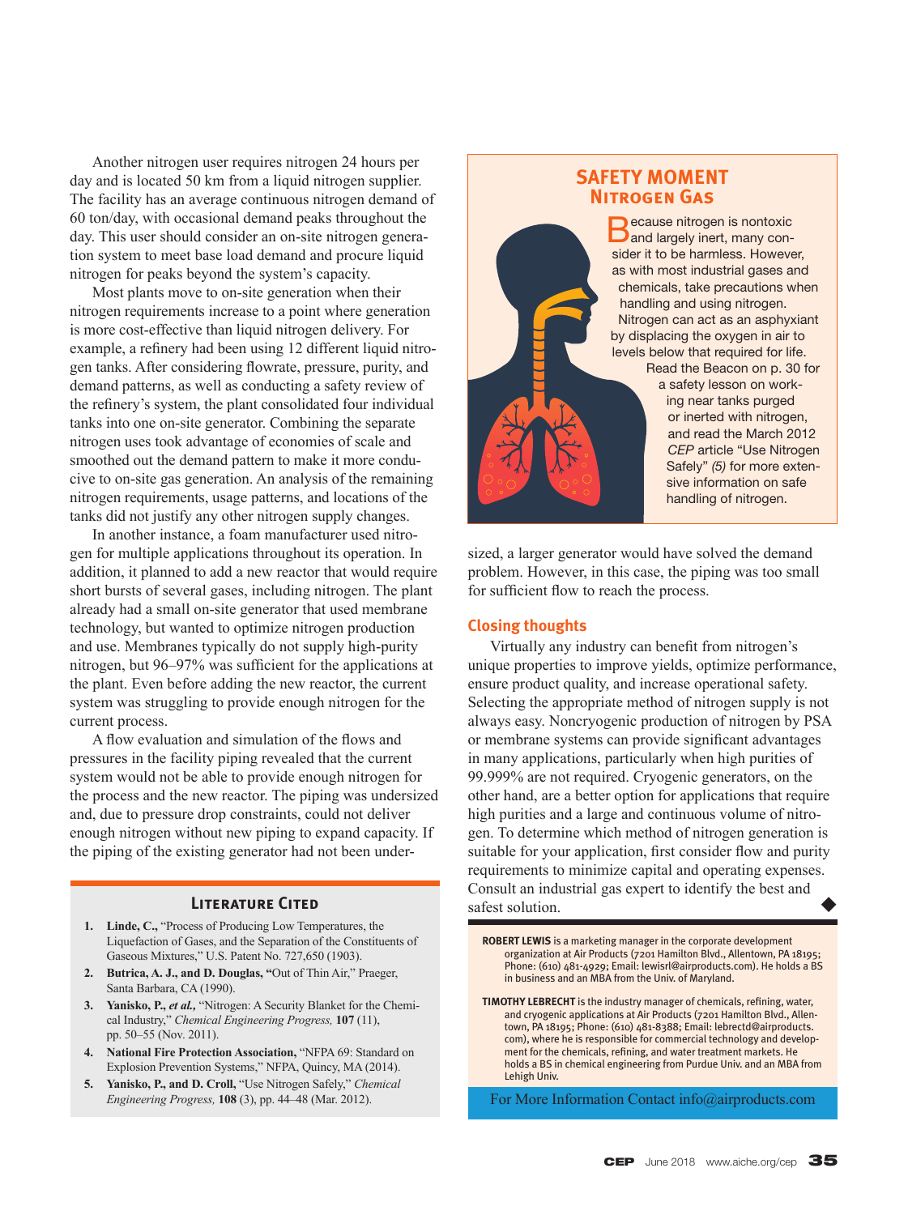Another nitrogen user requires nitrogen 24 hours per day and is located 50 km from a liquid nitrogen supplier. The facility has an average continuous nitrogen demand of 60 ton/day, with occasional demand peaks throughout the day. This user should consider an on-site nitrogen generation system to meet base load demand and procure liquid nitrogen for peaks beyond the system's capacity.

Most plants move to on-site generation when their nitrogen requirements increase to a point where generation is more cost-effective than liquid nitrogen delivery. For example, a refinery had been using 12 different liquid nitrogen tanks. After considering flowrate, pressure, purity, and demand patterns, as well as conducting a safety review of the refinery's system, the plant consolidated four individual tanks into one on-site generator. Combining the separate nitrogen uses took advantage of economies of scale and smoothed out the demand pattern to make it more conducive to on-site gas generation. An analysis of the remaining nitrogen requirements, usage patterns, and locations of the tanks did not justify any other nitrogen supply changes.

In another instance, a foam manufacturer used nitrogen for multiple applications throughout its operation. In addition, it planned to add a new reactor that would require short bursts of several gases, including nitrogen. The plant already had a small on-site generator that used membrane technology, but wanted to optimize nitrogen production and use. Membranes typically do not supply high-purity nitrogen, but 96–97% was sufficient for the applications at the plant. Even before adding the new reactor, the current system was struggling to provide enough nitrogen for the current process.

A flow evaluation and simulation of the flows and pressures in the facility piping revealed that the current system would not be able to provide enough nitrogen for the process and the new reactor. The piping was undersized and, due to pressure drop constraints, could not deliver enough nitrogen without new piping to expand capacity. If the piping of the existing generator had not been undersized, a larger generator would have solved the demand problem. However, in this case, the piping was too small for sufficient flow to reach the process.

## Safety Moment
### Nitrogen Gas

Because nitrogen is nontoxic and largely inert, many consider it to be harmless. However, as with most industrial gases and chemicals, take precautions when handling and using nitrogen. Nitrogen can act as an asphyxiant by displacing the oxygen in air to levels below that required for life. Read the Beacon on p. 30 for a safety lesson on working near tanks purged or inerted with nitrogen, and read the March 2012 *CEP* article "Use Nitrogen Safely" *(5)* for more extensive information on safe handling of nitrogen.

## Closing thoughts

Virtually any industry can benefit from nitrogen's unique properties to improve yields, optimize performance, ensure product quality, and increase operational safety. Selecting the appropriate method of nitrogen supply is not always easy. Noncryogenic production of nitrogen by PSA or membrane systems can provide significant advantages in many applications, particularly when high purities of 99.999% are not required. Cryogenic generators, on the other hand, are a better option for applications that require high purities and a large and continuous volume of nitrogen. To determine which method of nitrogen generation is suitable for your application, first consider flow and purity requirements to minimize capital and operating expenses. Consult an industrial gas expert to identify the best and safest solution. ◆

## Literature Cited

1. **Linde, C.,** "Process of Producing Low Temperatures, the Liquefaction of Gases, and the Separation of the Constituents of Gaseous Mixtures," U.S. Patent No. 727,650 (1903).
2. **Butrica, A. J., and D. Douglas,** "Out of Thin Air," Praeger, Santa Barbara, CA (1990).
3. **Yanisko, P., *et al.*,** "Nitrogen: A Security Blanket for the Chemical Industry," *Chemical Engineering Progress,* **107** (11), pp. 50–55 (Nov. 2011).
4. **National Fire Protection Association,** "NFPA 69: Standard on Explosion Prevention Systems," NFPA, Quincy, MA (2014).
5. **Yanisko, P., and D. Croll,** "Use Nitrogen Safely," *Chemical Engineering Progress,* **108** (3), pp. 44–48 (Mar. 2012).

**ROBERT LEWIS** is a marketing manager in the corporate development organization at Air Products (7201 Hamilton Blvd., Allentown, PA 18195; Phone: (610) 481-4929; Email: lewisrl@airproducts.com). He holds a BS in business and an MBA from the Univ. of Maryland.

**TIMOTHY LEBRECHT** is the industry manager of chemicals, refining, water, and cryogenic applications at Air Products (7201 Hamilton Blvd., Allentown, PA 18195; Phone: (610) 481-8388; Email: lebrectd@airproducts.com), where he is responsible for commercial technology and development for the chemicals, refining, and water treatment markets. He holds a BS in chemical engineering from Purdue Univ. and an MBA from Lehigh Univ.

For More Information Contact info@airproducts.com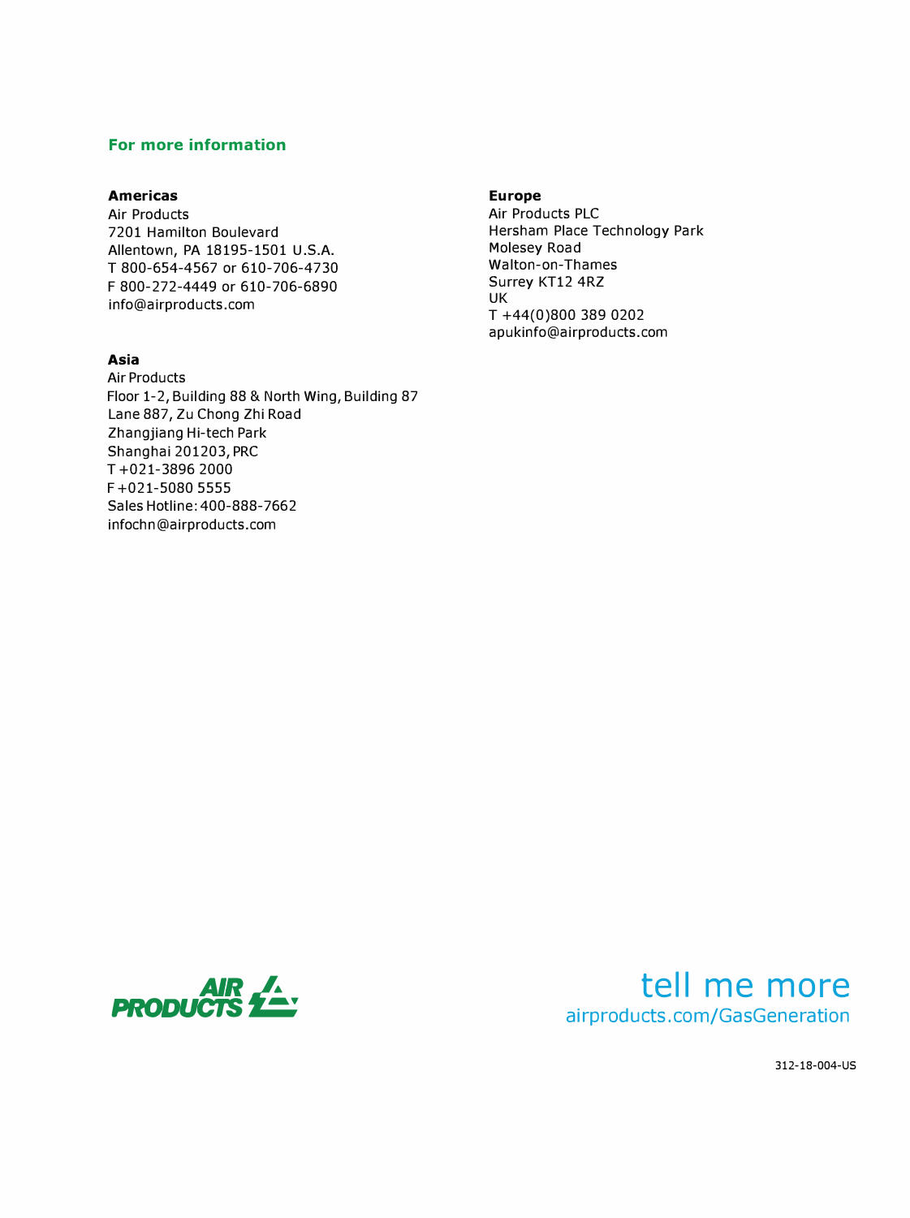## For more information

**Americas**
Air Products
7201 Hamilton Boulevard
Allentown, PA 18195-1501 U.S.A.
T 800-654-4567 or 610-706-4730
F 800-272-4449 or 610-706-6890
info@airproducts.com

**Asia**
Air Products
Floor 1-2, Building 88 & North Wing, Building 87
Lane 887, Zu Chong Zhi Road
Zhangjiang Hi-tech Park
Shanghai 201203, PRC
T +021-3896 2000
F +021-5080 5555
Sales Hotline: 400-888-7662
infochn@airproducts.com

**Europe**
Air Products PLC
Hersham Place Technology Park
Molesey Road
Walton-on-Thames
Surrey KT12 4RZ
UK
T +44(0)800 389 0202
apukinfo@airproducts.com

AIR PRODUCTS

tell me more
airproducts.com/GasGeneration

312-18-004-US